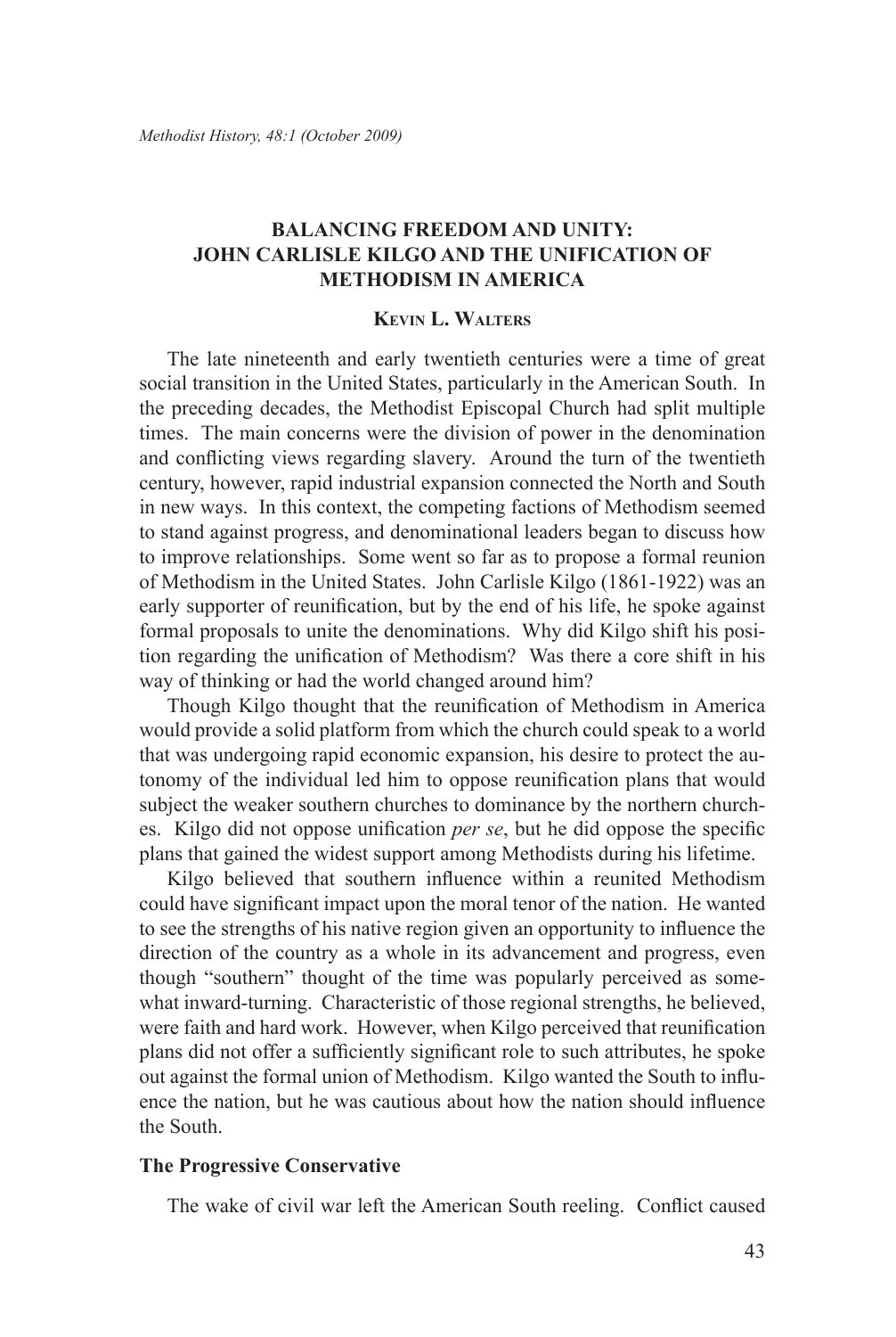# BALANCING FREEDOM AND UNITY: JOHN CARLISLE KILGO AND THE UNIFICATION OF METHODISM IN AMERICA

**Kevin L. Walters**

The late nineteenth and early twentieth centuries were a time of great social transition in the United States, particularly in the American South. In the preceding decades, the Methodist Episcopal Church had split multiple times. The main concerns were the division of power in the denomination and conflicting views regarding slavery. Around the turn of the twentieth century, however, rapid industrial expansion connected the North and South in new ways. In this context, the competing factions of Methodism seemed to stand against progress, and denominational leaders began to discuss how to improve relationships. Some went so far as to propose a formal reunion of Methodism in the United States. John Carlisle Kilgo (1861-1922) was an early supporter of reunification, but by the end of his life, he spoke against formal proposals to unite the denominations. Why did Kilgo shift his position regarding the unification of Methodism? Was there a core shift in his way of thinking or had the world changed around him?

Though Kilgo thought that the reunification of Methodism in America would provide a solid platform from which the church could speak to a world that was undergoing rapid economic expansion, his desire to protect the autonomy of the individual led him to oppose reunification plans that would subject the weaker southern churches to dominance by the northern churches. Kilgo did not oppose unification *per se*, but he did oppose the specific plans that gained the widest support among Methodists during his lifetime.

Kilgo believed that southern influence within a reunited Methodism could have significant impact upon the moral tenor of the nation. He wanted to see the strengths of his native region given an opportunity to influence the direction of the country as a whole in its advancement and progress, even though "southern" thought of the time was popularly perceived as somewhat inward-turning. Characteristic of those regional strengths, he believed, were faith and hard work. However, when Kilgo perceived that reunification plans did not offer a sufficiently significant role to such attributes, he spoke out against the formal union of Methodism. Kilgo wanted the South to influence the nation, but he was cautious about how the nation should influence the South.

## The Progressive Conservative

The wake of civil war left the American South reeling. Conflict caused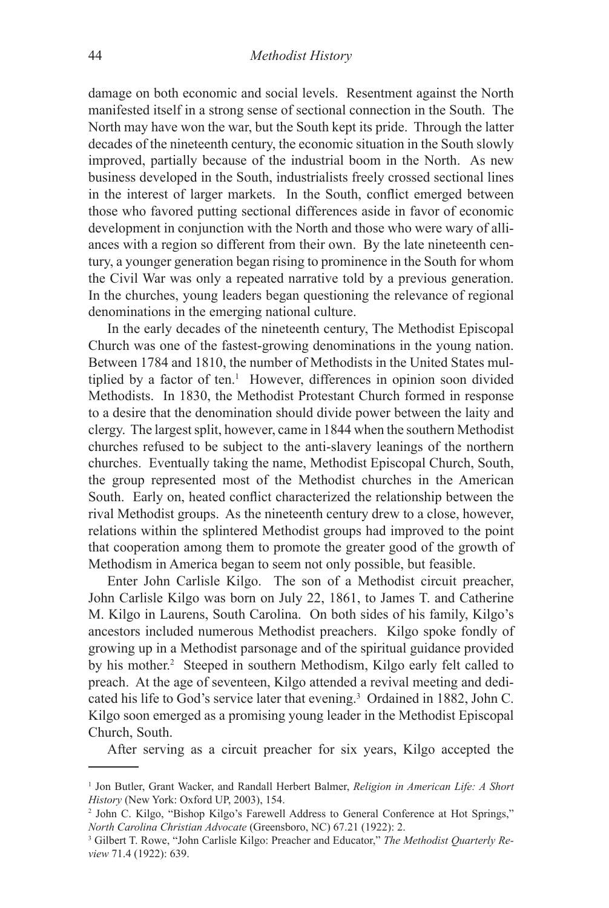damage on both economic and social levels. Resentment against the North manifested itself in a strong sense of sectional connection in the South. The North may have won the war, but the South kept its pride. Through the latter decades of the nineteenth century, the economic situation in the South slowly improved, partially because of the industrial boom in the North. As new business developed in the South, industrialists freely crossed sectional lines in the interest of larger markets. In the South, conflict emerged between those who favored putting sectional differences aside in favor of economic development in conjunction with the North and those who were wary of alliances with a region so different from their own. By the late nineteenth century, a younger generation began rising to prominence in the South for whom the Civil War was only a repeated narrative told by a previous generation. In the churches, young leaders began questioning the relevance of regional denominations in the emerging national culture.

In the early decades of the nineteenth century, The Methodist Episcopal Church was one of the fastest-growing denominations in the young nation. Between 1784 and 1810, the number of Methodists in the United States multiplied by a factor of ten.[1] However, differences in opinion soon divided Methodists. In 1830, the Methodist Protestant Church formed in response to a desire that the denomination should divide power between the laity and clergy. The largest split, however, came in 1844 when the southern Methodist churches refused to be subject to the anti-slavery leanings of the northern churches. Eventually taking the name, Methodist Episcopal Church, South, the group represented most of the Methodist churches in the American South. Early on, heated conflict characterized the relationship between the rival Methodist groups. As the nineteenth century drew to a close, however, relations within the splintered Methodist groups had improved to the point that cooperation among them to promote the greater good of the growth of Methodism in America began to seem not only possible, but feasible.

Enter John Carlisle Kilgo. The son of a Methodist circuit preacher, John Carlisle Kilgo was born on July 22, 1861, to James T. and Catherine M. Kilgo in Laurens, South Carolina. On both sides of his family, Kilgo's ancestors included numerous Methodist preachers. Kilgo spoke fondly of growing up in a Methodist parsonage and of the spiritual guidance provided by his mother.[2] Steeped in southern Methodism, Kilgo early felt called to preach. At the age of seventeen, Kilgo attended a revival meeting and dedicated his life to God's service later that evening.[3] Ordained in 1882, John C. Kilgo soon emerged as a promising young leader in the Methodist Episcopal Church, South.

After serving as a circuit preacher for six years, Kilgo accepted the

---

[1] Jon Butler, Grant Wacker, and Randall Herbert Balmer, *Religion in American Life: A Short History* (New York: Oxford UP, 2003), 154.

[2] John C. Kilgo, "Bishop Kilgo's Farewell Address to General Conference at Hot Springs," *North Carolina Christian Advocate* (Greensboro, NC) 67.21 (1922): 2.

[3] Gilbert T. Rowe, "John Carlisle Kilgo: Preacher and Educator," *The Methodist Quarterly Review* 71.4 (1922): 639.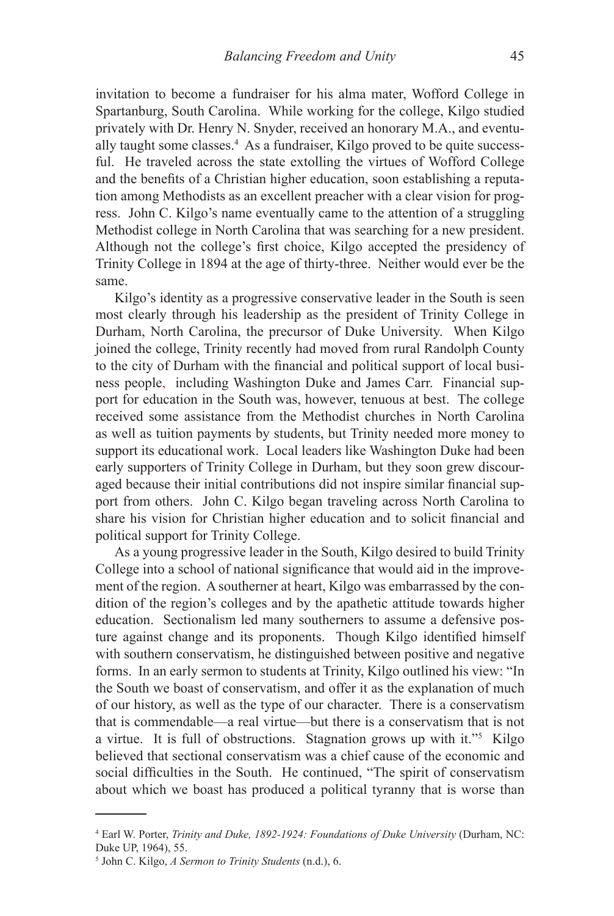invitation to become a fundraiser for his alma mater, Wofford College in Spartanburg, South Carolina. While working for the college, Kilgo studied privately with Dr. Henry N. Snyder, received an honorary M.A., and eventually taught some classes.[4] As a fundraiser, Kilgo proved to be quite successful. He traveled across the state extolling the virtues of Wofford College and the benefits of a Christian higher education, soon establishing a reputation among Methodists as an excellent preacher with a clear vision for progress. John C. Kilgo's name eventually came to the attention of a struggling Methodist college in North Carolina that was searching for a new president. Although not the college's first choice, Kilgo accepted the presidency of Trinity College in 1894 at the age of thirty-three. Neither would ever be the same.

Kilgo's identity as a progressive conservative leader in the South is seen most clearly through his leadership as the president of Trinity College in Durham, North Carolina, the precursor of Duke University. When Kilgo joined the college, Trinity recently had moved from rural Randolph County to the city of Durham with the financial and political support of local business people, including Washington Duke and James Carr. Financial support for education in the South was, however, tenuous at best. The college received some assistance from the Methodist churches in North Carolina as well as tuition payments by students, but Trinity needed more money to support its educational work. Local leaders like Washington Duke had been early supporters of Trinity College in Durham, but they soon grew discouraged because their initial contributions did not inspire similar financial support from others. John C. Kilgo began traveling across North Carolina to share his vision for Christian higher education and to solicit financial and political support for Trinity College.

As a young progressive leader in the South, Kilgo desired to build Trinity College into a school of national significance that would aid in the improvement of the region. A southerner at heart, Kilgo was embarrassed by the condition of the region's colleges and by the apathetic attitude towards higher education. Sectionalism led many southerners to assume a defensive posture against change and its proponents. Though Kilgo identified himself with southern conservatism, he distinguished between positive and negative forms. In an early sermon to students at Trinity, Kilgo outlined his view: "In the South we boast of conservatism, and offer it as the explanation of much of our history, as well as the type of our character. There is a conservatism that is commendable—a real virtue—but there is a conservatism that is not a virtue. It is full of obstructions. Stagnation grows up with it."[5] Kilgo believed that sectional conservatism was a chief cause of the economic and social difficulties in the South. He continued, "The spirit of conservatism about which we boast has produced a political tyranny that is worse than

---

[4] Earl W. Porter, *Trinity and Duke, 1892-1924: Foundations of Duke University* (Durham, NC: Duke UP, 1964), 55.

[5] John C. Kilgo, *A Sermon to Trinity Students* (n.d.), 6.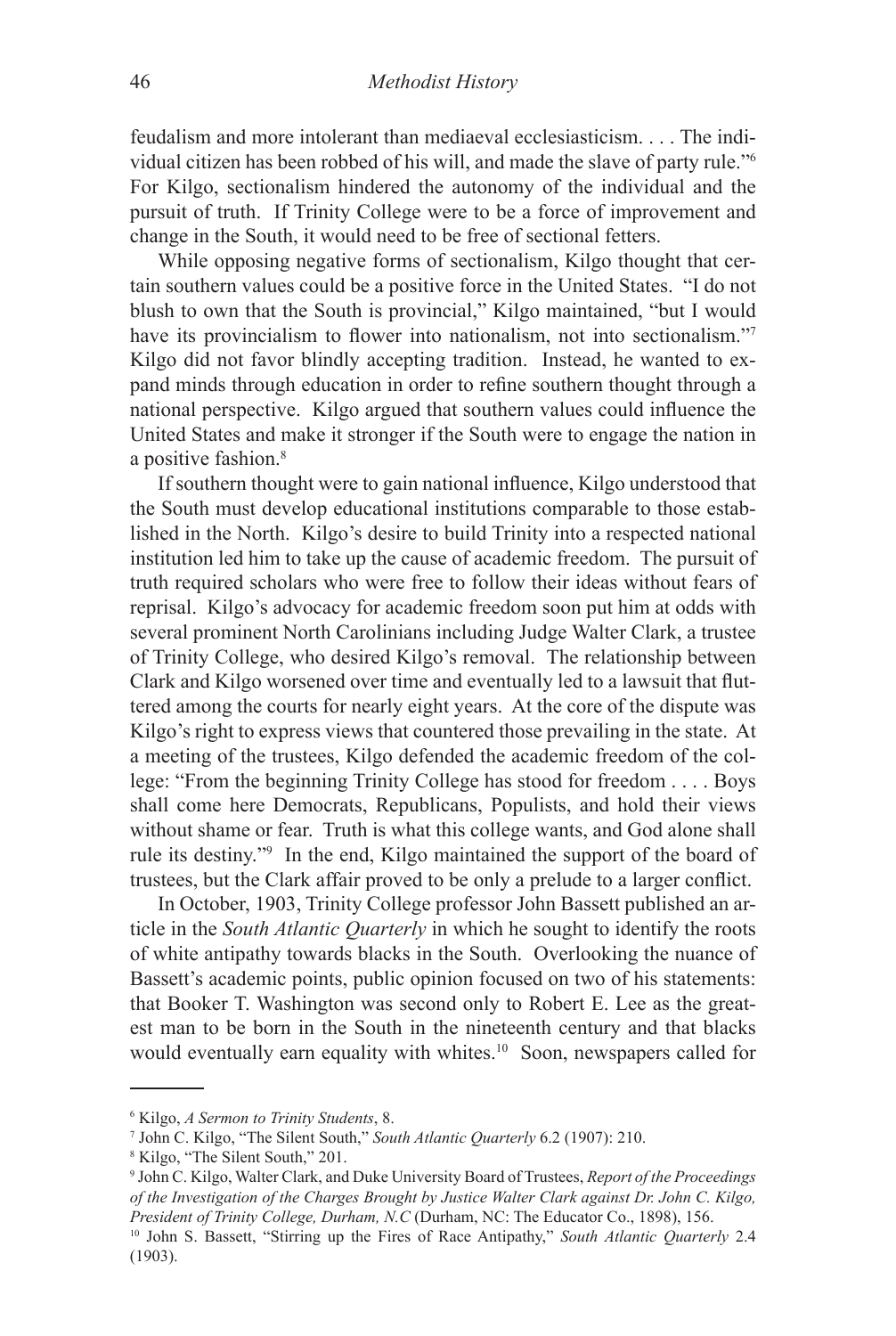feudalism and more intolerant than mediaeval ecclesiasticism. . . . The individual citizen has been robbed of his will, and made the slave of party rule."[6] For Kilgo, sectionalism hindered the autonomy of the individual and the pursuit of truth. If Trinity College were to be a force of improvement and change in the South, it would need to be free of sectional fetters.

While opposing negative forms of sectionalism, Kilgo thought that certain southern values could be a positive force in the United States. "I do not blush to own that the South is provincial," Kilgo maintained, "but I would have its provincialism to flower into nationalism, not into sectionalism."[7] Kilgo did not favor blindly accepting tradition. Instead, he wanted to expand minds through education in order to refine southern thought through a national perspective. Kilgo argued that southern values could influence the United States and make it stronger if the South were to engage the nation in a positive fashion.[8]

If southern thought were to gain national influence, Kilgo understood that the South must develop educational institutions comparable to those established in the North. Kilgo's desire to build Trinity into a respected national institution led him to take up the cause of academic freedom. The pursuit of truth required scholars who were free to follow their ideas without fears of reprisal. Kilgo's advocacy for academic freedom soon put him at odds with several prominent North Carolinians including Judge Walter Clark, a trustee of Trinity College, who desired Kilgo's removal. The relationship between Clark and Kilgo worsened over time and eventually led to a lawsuit that fluttered among the courts for nearly eight years. At the core of the dispute was Kilgo's right to express views that countered those prevailing in the state. At a meeting of the trustees, Kilgo defended the academic freedom of the college: "From the beginning Trinity College has stood for freedom . . . . Boys shall come here Democrats, Republicans, Populists, and hold their views without shame or fear. Truth is what this college wants, and God alone shall rule its destiny."[9] In the end, Kilgo maintained the support of the board of trustees, but the Clark affair proved to be only a prelude to a larger conflict.

In October, 1903, Trinity College professor John Bassett published an article in the *South Atlantic Quarterly* in which he sought to identify the roots of white antipathy towards blacks in the South. Overlooking the nuance of Bassett's academic points, public opinion focused on two of his statements: that Booker T. Washington was second only to Robert E. Lee as the greatest man to be born in the South in the nineteenth century and that blacks would eventually earn equality with whites.[10] Soon, newspapers called for

---

[6] Kilgo, *A Sermon to Trinity Students*, 8.

[7] John C. Kilgo, "The Silent South," *South Atlantic Quarterly* 6.2 (1907): 210.

[8] Kilgo, "The Silent South," 201.

[9] John C. Kilgo, Walter Clark, and Duke University Board of Trustees, *Report of the Proceedings of the Investigation of the Charges Brought by Justice Walter Clark against Dr. John C. Kilgo, President of Trinity College, Durham, N.C* (Durham, NC: The Educator Co., 1898), 156.

[10] John S. Bassett, "Stirring up the Fires of Race Antipathy," *South Atlantic Quarterly* 2.4 (1903).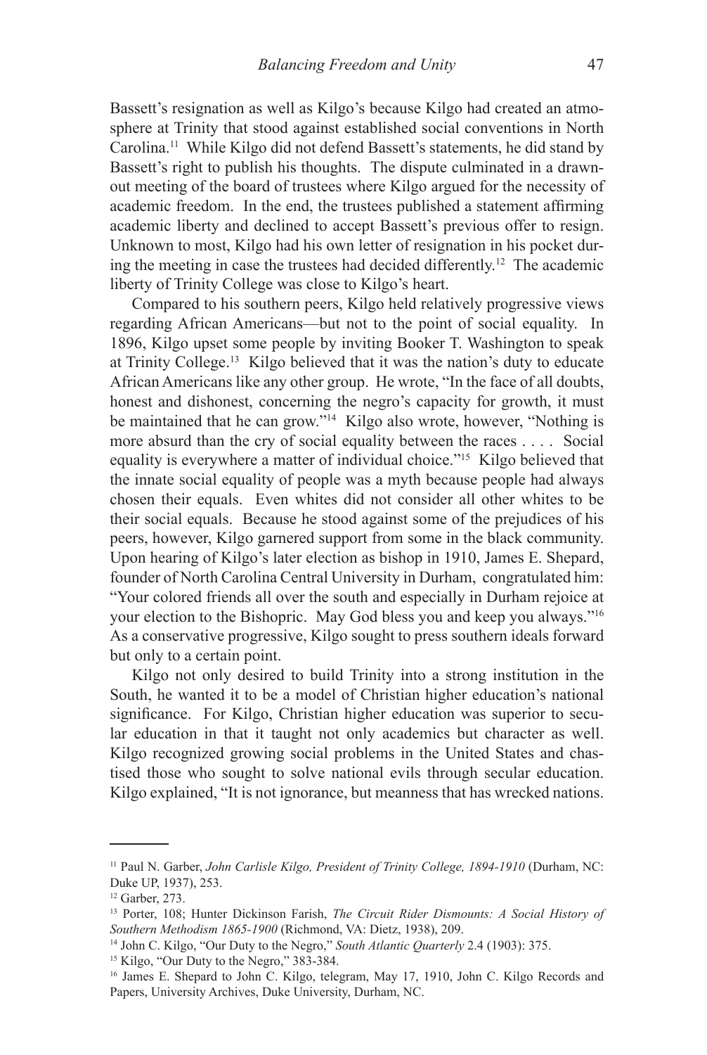Bassett's resignation as well as Kilgo's because Kilgo had created an atmosphere at Trinity that stood against established social conventions in North Carolina.[11] While Kilgo did not defend Bassett's statements, he did stand by Bassett's right to publish his thoughts. The dispute culminated in a drawn-out meeting of the board of trustees where Kilgo argued for the necessity of academic freedom. In the end, the trustees published a statement affirming academic liberty and declined to accept Bassett's previous offer to resign. Unknown to most, Kilgo had his own letter of resignation in his pocket during the meeting in case the trustees had decided differently.[12] The academic liberty of Trinity College was close to Kilgo's heart.

Compared to his southern peers, Kilgo held relatively progressive views regarding African Americans—but not to the point of social equality. In 1896, Kilgo upset some people by inviting Booker T. Washington to speak at Trinity College.[13] Kilgo believed that it was the nation's duty to educate African Americans like any other group. He wrote, "In the face of all doubts, honest and dishonest, concerning the negro's capacity for growth, it must be maintained that he can grow."[14] Kilgo also wrote, however, "Nothing is more absurd than the cry of social equality between the races . . . . Social equality is everywhere a matter of individual choice."[15] Kilgo believed that the innate social equality of people was a myth because people had always chosen their equals. Even whites did not consider all other whites to be their social equals. Because he stood against some of the prejudices of his peers, however, Kilgo garnered support from some in the black community. Upon hearing of Kilgo's later election as bishop in 1910, James E. Shepard, founder of North Carolina Central University in Durham, congratulated him: "Your colored friends all over the south and especially in Durham rejoice at your election to the Bishopric. May God bless you and keep you always."[16] As a conservative progressive, Kilgo sought to press southern ideals forward but only to a certain point.

Kilgo not only desired to build Trinity into a strong institution in the South, he wanted it to be a model of Christian higher education's national significance. For Kilgo, Christian higher education was superior to secular education in that it taught not only academics but character as well. Kilgo recognized growing social problems in the United States and chastised those who sought to solve national evils through secular education. Kilgo explained, "It is not ignorance, but meanness that has wrecked nations.

---

[11] Paul N. Garber, *John Carlisle Kilgo, President of Trinity College, 1894-1910* (Durham, NC: Duke UP, 1937), 253.

[12] Garber, 273.

[13] Porter, 108; Hunter Dickinson Farish, *The Circuit Rider Dismounts: A Social History of Southern Methodism 1865-1900* (Richmond, VA: Dietz, 1938), 209.

[14] John C. Kilgo, "Our Duty to the Negro," *South Atlantic Quarterly* 2.4 (1903): 375.

[15] Kilgo, "Our Duty to the Negro," 383-384.

[16] James E. Shepard to John C. Kilgo, telegram, May 17, 1910, John C. Kilgo Records and Papers, University Archives, Duke University, Durham, NC.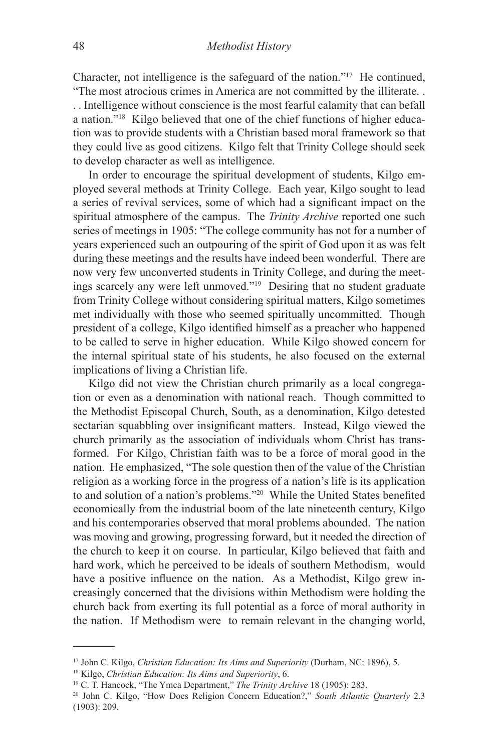Character, not intelligence is the safeguard of the nation."[17] He continued, "The most atrocious crimes in America are not committed by the illiterate. . . . Intelligence without conscience is the most fearful calamity that can befall a nation."[18] Kilgo believed that one of the chief functions of higher education was to provide students with a Christian based moral framework so that they could live as good citizens. Kilgo felt that Trinity College should seek to develop character as well as intelligence.

In order to encourage the spiritual development of students, Kilgo employed several methods at Trinity College. Each year, Kilgo sought to lead a series of revival services, some of which had a significant impact on the spiritual atmosphere of the campus. The *Trinity Archive* reported one such series of meetings in 1905: "The college community has not for a number of years experienced such an outpouring of the spirit of God upon it as was felt during these meetings and the results have indeed been wonderful. There are now very few unconverted students in Trinity College, and during the meetings scarcely any were left unmoved."[19] Desiring that no student graduate from Trinity College without considering spiritual matters, Kilgo sometimes met individually with those who seemed spiritually uncommitted. Though president of a college, Kilgo identified himself as a preacher who happened to be called to serve in higher education. While Kilgo showed concern for the internal spiritual state of his students, he also focused on the external implications of living a Christian life.

Kilgo did not view the Christian church primarily as a local congregation or even as a denomination with national reach. Though committed to the Methodist Episcopal Church, South, as a denomination, Kilgo detested sectarian squabbling over insignificant matters. Instead, Kilgo viewed the church primarily as the association of individuals whom Christ has transformed. For Kilgo, Christian faith was to be a force of moral good in the nation. He emphasized, "The sole question then of the value of the Christian religion as a working force in the progress of a nation's life is its application to and solution of a nation's problems."[20] While the United States benefited economically from the industrial boom of the late nineteenth century, Kilgo and his contemporaries observed that moral problems abounded. The nation was moving and growing, progressing forward, but it needed the direction of the church to keep it on course. In particular, Kilgo believed that faith and hard work, which he perceived to be ideals of southern Methodism, would have a positive influence on the nation. As a Methodist, Kilgo grew increasingly concerned that the divisions within Methodism were holding the church back from exerting its full potential as a force of moral authority in the nation. If Methodism were to remain relevant in the changing world,

---

[17] John C. Kilgo, *Christian Education: Its Aims and Superiority* (Durham, NC: 1896), 5.

[18] Kilgo, *Christian Education: Its Aims and Superiority*, 6.

[19] C. T. Hancock, "The Ymca Department," *The Trinity Archive* 18 (1905): 283.

[20] John C. Kilgo, "How Does Religion Concern Education?," *South Atlantic Quarterly* 2.3 (1903): 209.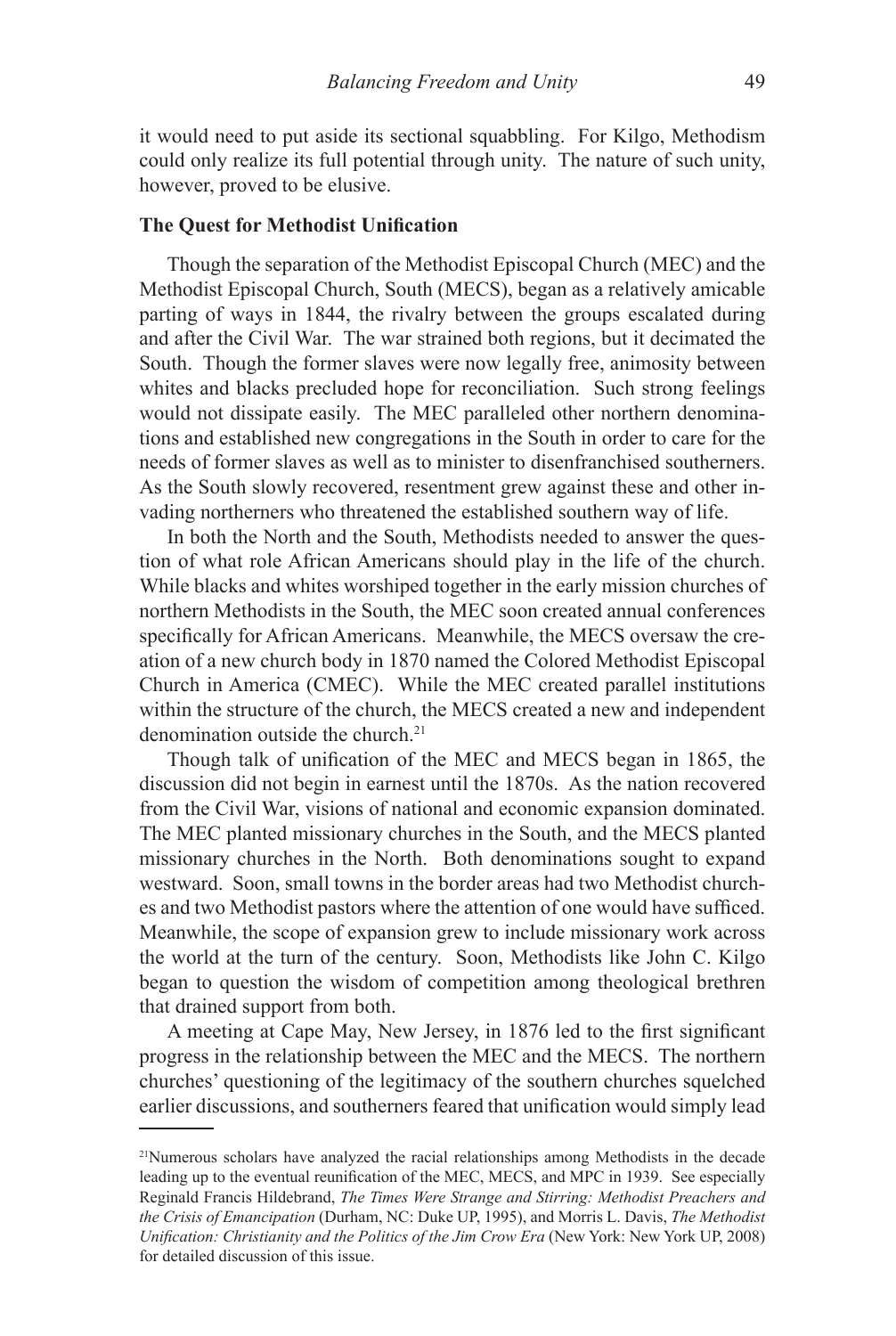it would need to put aside its sectional squabbling. For Kilgo, Methodism could only realize its full potential through unity. The nature of such unity, however, proved to be elusive.

**The Quest for Methodist Unification**

Though the separation of the Methodist Episcopal Church (MEC) and the Methodist Episcopal Church, South (MECS), began as a relatively amicable parting of ways in 1844, the rivalry between the groups escalated during and after the Civil War. The war strained both regions, but it decimated the South. Though the former slaves were now legally free, animosity between whites and blacks precluded hope for reconciliation. Such strong feelings would not dissipate easily. The MEC paralleled other northern denominations and established new congregations in the South in order to care for the needs of former slaves as well as to minister to disenfranchised southerners. As the South slowly recovered, resentment grew against these and other invading northerners who threatened the established southern way of life.

In both the North and the South, Methodists needed to answer the question of what role African Americans should play in the life of the church. While blacks and whites worshiped together in the early mission churches of northern Methodists in the South, the MEC soon created annual conferences specifically for African Americans. Meanwhile, the MECS oversaw the creation of a new church body in 1870 named the Colored Methodist Episcopal Church in America (CMEC). While the MEC created parallel institutions within the structure of the church, the MECS created a new and independent denomination outside the church.[21]

Though talk of unification of the MEC and MECS began in 1865, the discussion did not begin in earnest until the 1870s. As the nation recovered from the Civil War, visions of national and economic expansion dominated. The MEC planted missionary churches in the South, and the MECS planted missionary churches in the North. Both denominations sought to expand westward. Soon, small towns in the border areas had two Methodist churches and two Methodist pastors where the attention of one would have sufficed. Meanwhile, the scope of expansion grew to include missionary work across the world at the turn of the century. Soon, Methodists like John C. Kilgo began to question the wisdom of competition among theological brethren that drained support from both.

A meeting at Cape May, New Jersey, in 1876 led to the first significant progress in the relationship between the MEC and the MECS. The northern churches' questioning of the legitimacy of the southern churches squelched earlier discussions, and southerners feared that unification would simply lead

---

[21]Numerous scholars have analyzed the racial relationships among Methodists in the decade leading up to the eventual reunification of the MEC, MECS, and MPC in 1939. See especially Reginald Francis Hildebrand, *The Times Were Strange and Stirring: Methodist Preachers and the Crisis of Emancipation* (Durham, NC: Duke UP, 1995), and Morris L. Davis, *The Methodist Unification: Christianity and the Politics of the Jim Crow Era* (New York: New York UP, 2008) for detailed discussion of this issue.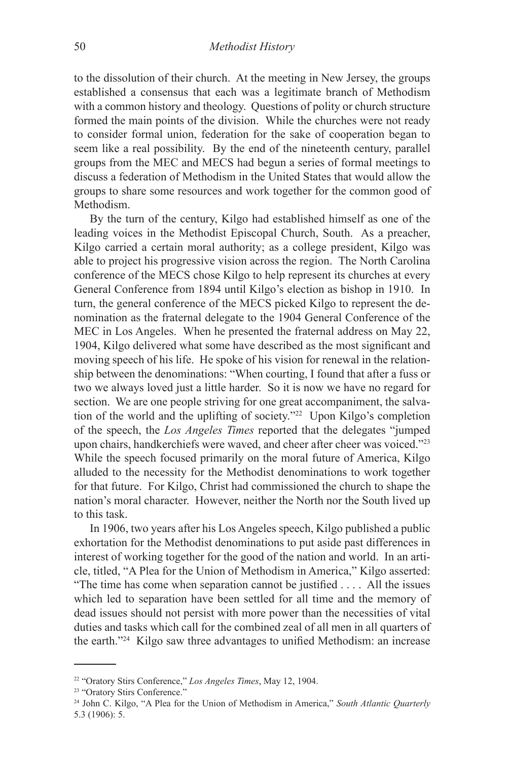to the dissolution of their church. At the meeting in New Jersey, the groups established a consensus that each was a legitimate branch of Methodism with a common history and theology. Questions of polity or church structure formed the main points of the division. While the churches were not ready to consider formal union, federation for the sake of cooperation began to seem like a real possibility. By the end of the nineteenth century, parallel groups from the MEC and MECS had begun a series of formal meetings to discuss a federation of Methodism in the United States that would allow the groups to share some resources and work together for the common good of Methodism.

By the turn of the century, Kilgo had established himself as one of the leading voices in the Methodist Episcopal Church, South. As a preacher, Kilgo carried a certain moral authority; as a college president, Kilgo was able to project his progressive vision across the region. The North Carolina conference of the MECS chose Kilgo to help represent its churches at every General Conference from 1894 until Kilgo's election as bishop in 1910. In turn, the general conference of the MECS picked Kilgo to represent the denomination as the fraternal delegate to the 1904 General Conference of the MEC in Los Angeles. When he presented the fraternal address on May 22, 1904, Kilgo delivered what some have described as the most significant and moving speech of his life. He spoke of his vision for renewal in the relationship between the denominations: "When courting, I found that after a fuss or two we always loved just a little harder. So it is now we have no regard for section. We are one people striving for one great accompaniment, the salvation of the world and the uplifting of society."[22] Upon Kilgo's completion of the speech, the *Los Angeles Times* reported that the delegates "jumped upon chairs, handkerchiefs were waved, and cheer after cheer was voiced."[23] While the speech focused primarily on the moral future of America, Kilgo alluded to the necessity for the Methodist denominations to work together for that future. For Kilgo, Christ had commissioned the church to shape the nation's moral character. However, neither the North nor the South lived up to this task.

In 1906, two years after his Los Angeles speech, Kilgo published a public exhortation for the Methodist denominations to put aside past differences in interest of working together for the good of the nation and world. In an article, titled, "A Plea for the Union of Methodism in America," Kilgo asserted: "The time has come when separation cannot be justified . . . . All the issues which led to separation have been settled for all time and the memory of dead issues should not persist with more power than the necessities of vital duties and tasks which call for the combined zeal of all men in all quarters of the earth."[24] Kilgo saw three advantages to unified Methodism: an increase

---

[22] "Oratory Stirs Conference," *Los Angeles Times*, May 12, 1904.

[23] "Oratory Stirs Conference."

[24] John C. Kilgo, "A Plea for the Union of Methodism in America," *South Atlantic Quarterly* 5.3 (1906): 5.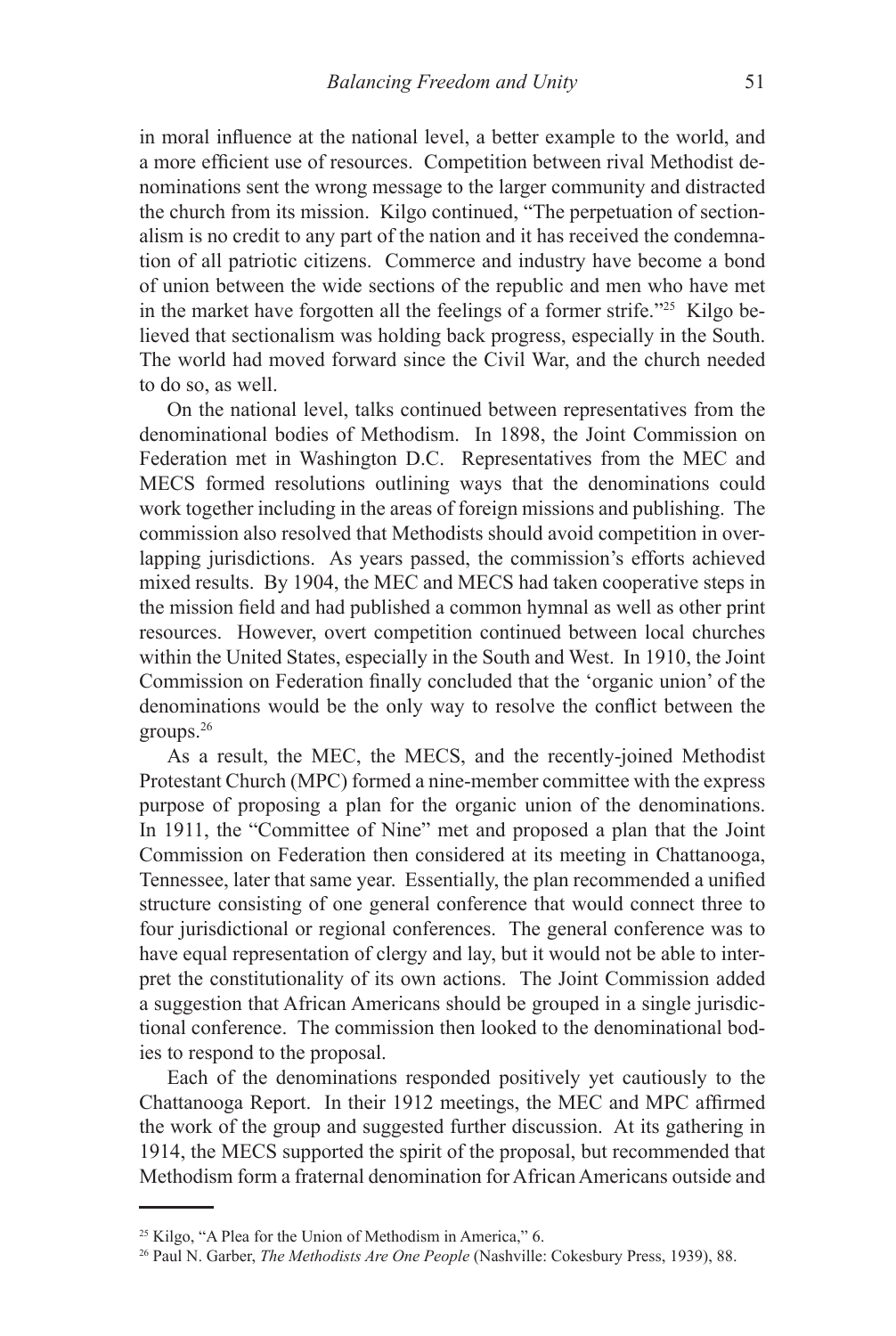in moral influence at the national level, a better example to the world, and a more efficient use of resources. Competition between rival Methodist denominations sent the wrong message to the larger community and distracted the church from its mission. Kilgo continued, "The perpetuation of sectionalism is no credit to any part of the nation and it has received the condemnation of all patriotic citizens. Commerce and industry have become a bond of union between the wide sections of the republic and men who have met in the market have forgotten all the feelings of a former strife."[25] Kilgo believed that sectionalism was holding back progress, especially in the South. The world had moved forward since the Civil War, and the church needed to do so, as well.

On the national level, talks continued between representatives from the denominational bodies of Methodism. In 1898, the Joint Commission on Federation met in Washington D.C. Representatives from the MEC and MECS formed resolutions outlining ways that the denominations could work together including in the areas of foreign missions and publishing. The commission also resolved that Methodists should avoid competition in overlapping jurisdictions. As years passed, the commission's efforts achieved mixed results. By 1904, the MEC and MECS had taken cooperative steps in the mission field and had published a common hymnal as well as other print resources. However, overt competition continued between local churches within the United States, especially in the South and West. In 1910, the Joint Commission on Federation finally concluded that the 'organic union' of the denominations would be the only way to resolve the conflict between the groups.[26]

As a result, the MEC, the MECS, and the recently-joined Methodist Protestant Church (MPC) formed a nine-member committee with the express purpose of proposing a plan for the organic union of the denominations. In 1911, the "Committee of Nine" met and proposed a plan that the Joint Commission on Federation then considered at its meeting in Chattanooga, Tennessee, later that same year. Essentially, the plan recommended a unified structure consisting of one general conference that would connect three to four jurisdictional or regional conferences. The general conference was to have equal representation of clergy and lay, but it would not be able to interpret the constitutionality of its own actions. The Joint Commission added a suggestion that African Americans should be grouped in a single jurisdictional conference. The commission then looked to the denominational bodies to respond to the proposal.

Each of the denominations responded positively yet cautiously to the Chattanooga Report. In their 1912 meetings, the MEC and MPC affirmed the work of the group and suggested further discussion. At its gathering in 1914, the MECS supported the spirit of the proposal, but recommended that Methodism form a fraternal denomination for African Americans outside and

---

[25] Kilgo, "A Plea for the Union of Methodism in America," 6.

[26] Paul N. Garber, *The Methodists Are One People* (Nashville: Cokesbury Press, 1939), 88.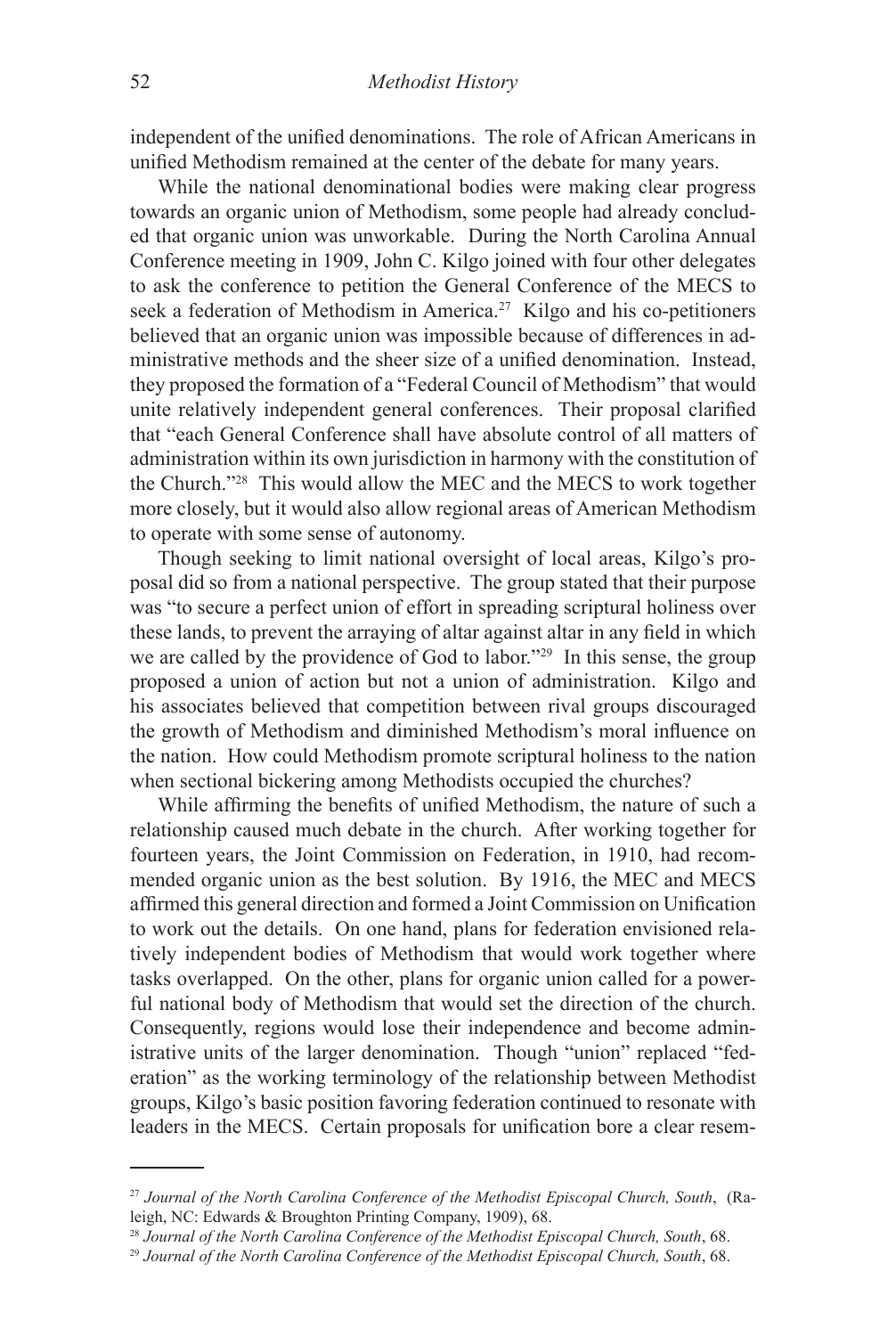independent of the unified denominations. The role of African Americans in unified Methodism remained at the center of the debate for many years.

While the national denominational bodies were making clear progress towards an organic union of Methodism, some people had already concluded that organic union was unworkable. During the North Carolina Annual Conference meeting in 1909, John C. Kilgo joined with four other delegates to ask the conference to petition the General Conference of the MECS to seek a federation of Methodism in America.[27] Kilgo and his co-petitioners believed that an organic union was impossible because of differences in administrative methods and the sheer size of a unified denomination. Instead, they proposed the formation of a "Federal Council of Methodism" that would unite relatively independent general conferences. Their proposal clarified that "each General Conference shall have absolute control of all matters of administration within its own jurisdiction in harmony with the constitution of the Church."[28] This would allow the MEC and the MECS to work together more closely, but it would also allow regional areas of American Methodism to operate with some sense of autonomy.

Though seeking to limit national oversight of local areas, Kilgo's proposal did so from a national perspective. The group stated that their purpose was "to secure a perfect union of effort in spreading scriptural holiness over these lands, to prevent the arraying of altar against altar in any field in which we are called by the providence of God to labor."[29] In this sense, the group proposed a union of action but not a union of administration. Kilgo and his associates believed that competition between rival groups discouraged the growth of Methodism and diminished Methodism's moral influence on the nation. How could Methodism promote scriptural holiness to the nation when sectional bickering among Methodists occupied the churches?

While affirming the benefits of unified Methodism, the nature of such a relationship caused much debate in the church. After working together for fourteen years, the Joint Commission on Federation, in 1910, had recommended organic union as the best solution. By 1916, the MEC and MECS affirmed this general direction and formed a Joint Commission on Unification to work out the details. On one hand, plans for federation envisioned relatively independent bodies of Methodism that would work together where tasks overlapped. On the other, plans for organic union called for a powerful national body of Methodism that would set the direction of the church. Consequently, regions would lose their independence and become administrative units of the larger denomination. Though "union" replaced "federation" as the working terminology of the relationship between Methodist groups, Kilgo's basic position favoring federation continued to resonate with leaders in the MECS. Certain proposals for unification bore a clear resem-

---

[27] *Journal of the North Carolina Conference of the Methodist Episcopal Church, South*, (Raleigh, NC: Edwards & Broughton Printing Company, 1909), 68.

[28] *Journal of the North Carolina Conference of the Methodist Episcopal Church, South*, 68.

[29] *Journal of the North Carolina Conference of the Methodist Episcopal Church, South*, 68.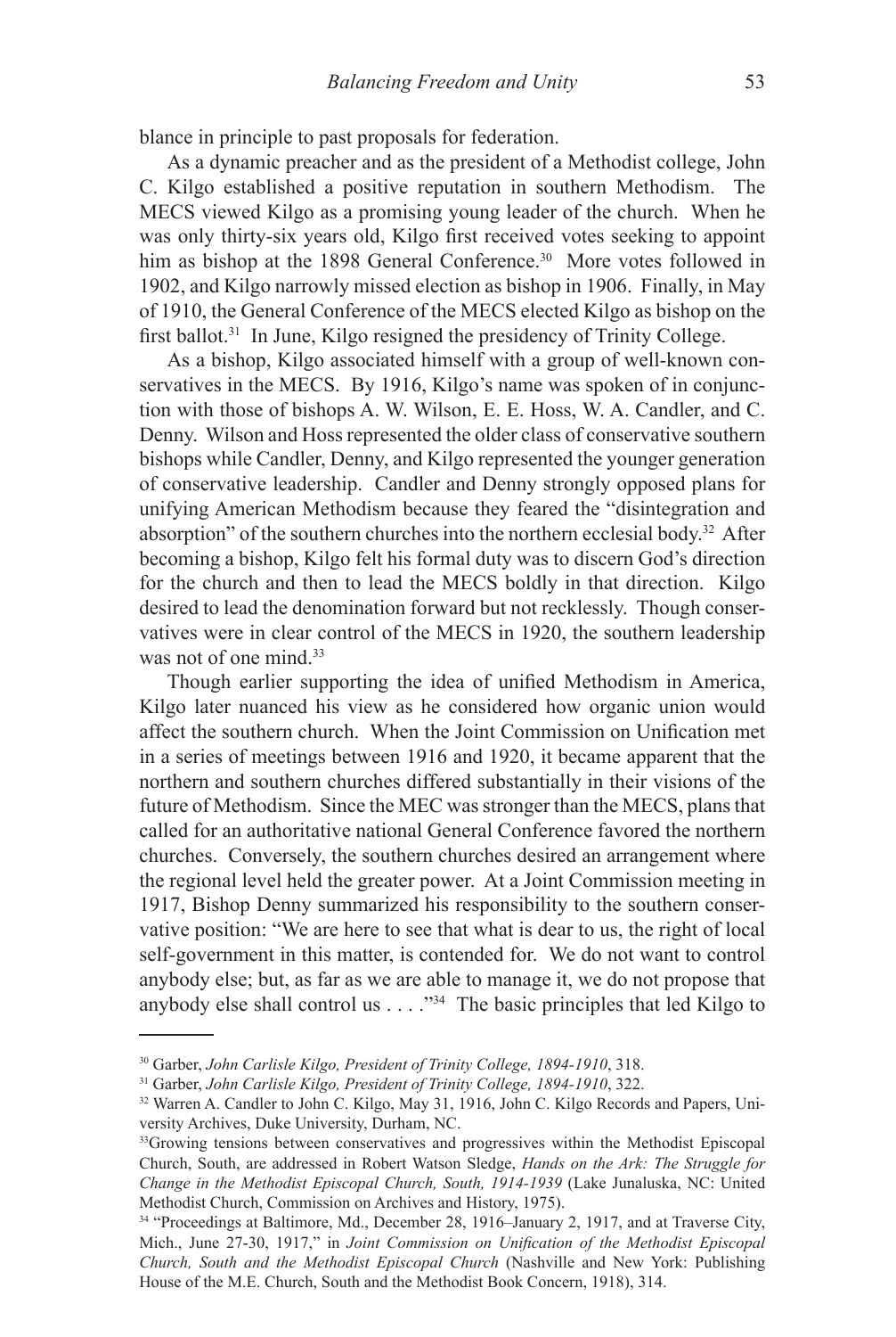blance in principle to past proposals for federation.

As a dynamic preacher and as the president of a Methodist college, John C. Kilgo established a positive reputation in southern Methodism. The MECS viewed Kilgo as a promising young leader of the church. When he was only thirty-six years old, Kilgo first received votes seeking to appoint him as bishop at the 1898 General Conference.[30] More votes followed in 1902, and Kilgo narrowly missed election as bishop in 1906. Finally, in May of 1910, the General Conference of the MECS elected Kilgo as bishop on the first ballot.[31] In June, Kilgo resigned the presidency of Trinity College.

As a bishop, Kilgo associated himself with a group of well-known conservatives in the MECS. By 1916, Kilgo's name was spoken of in conjunction with those of bishops A. W. Wilson, E. E. Hoss, W. A. Candler, and C. Denny. Wilson and Hoss represented the older class of conservative southern bishops while Candler, Denny, and Kilgo represented the younger generation of conservative leadership. Candler and Denny strongly opposed plans for unifying American Methodism because they feared the "disintegration and absorption" of the southern churches into the northern ecclesial body.[32] After becoming a bishop, Kilgo felt his formal duty was to discern God's direction for the church and then to lead the MECS boldly in that direction. Kilgo desired to lead the denomination forward but not recklessly. Though conservatives were in clear control of the MECS in 1920, the southern leadership was not of one mind.[33]

Though earlier supporting the idea of unified Methodism in America, Kilgo later nuanced his view as he considered how organic union would affect the southern church. When the Joint Commission on Unification met in a series of meetings between 1916 and 1920, it became apparent that the northern and southern churches differed substantially in their visions of the future of Methodism. Since the MEC was stronger than the MECS, plans that called for an authoritative national General Conference favored the northern churches. Conversely, the southern churches desired an arrangement where the regional level held the greater power. At a Joint Commission meeting in 1917, Bishop Denny summarized his responsibility to the southern conservative position: "We are here to see that what is dear to us, the right of local self-government in this matter, is contended for. We do not want to control anybody else; but, as far as we are able to manage it, we do not propose that anybody else shall control us . . . ."[34] The basic principles that led Kilgo to

---

[30] Garber, *John Carlisle Kilgo, President of Trinity College, 1894-1910*, 318.

[31] Garber, *John Carlisle Kilgo, President of Trinity College, 1894-1910*, 322.

[32] Warren A. Candler to John C. Kilgo, May 31, 1916, John C. Kilgo Records and Papers, University Archives, Duke University, Durham, NC.

[33] Growing tensions between conservatives and progressives within the Methodist Episcopal Church, South, are addressed in Robert Watson Sledge, *Hands on the Ark: The Struggle for Change in the Methodist Episcopal Church, South, 1914-1939* (Lake Junaluska, NC: United Methodist Church, Commission on Archives and History, 1975).

[34] "Proceedings at Baltimore, Md., December 28, 1916–January 2, 1917, and at Traverse City, Mich., June 27-30, 1917," in *Joint Commission on Unification of the Methodist Episcopal Church, South and the Methodist Episcopal Church* (Nashville and New York: Publishing House of the M.E. Church, South and the Methodist Book Concern, 1918), 314.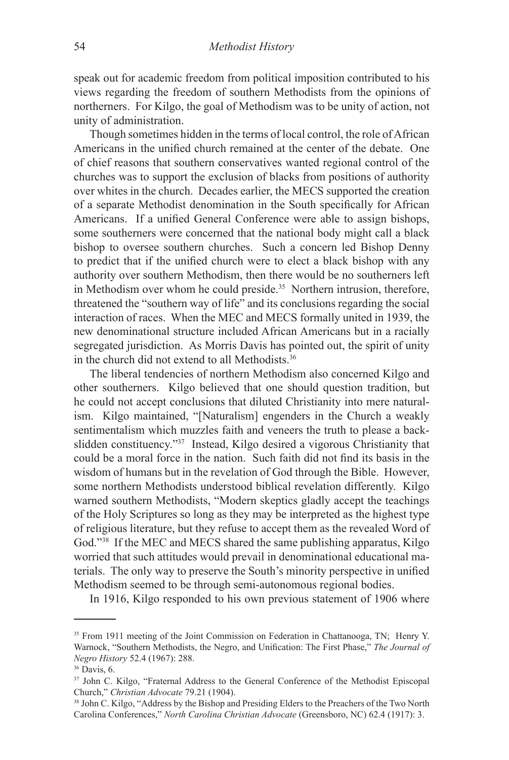speak out for academic freedom from political imposition contributed to his views regarding the freedom of southern Methodists from the opinions of northerners. For Kilgo, the goal of Methodism was to be unity of action, not unity of administration.

Though sometimes hidden in the terms of local control, the role of African Americans in the unified church remained at the center of the debate. One of chief reasons that southern conservatives wanted regional control of the churches was to support the exclusion of blacks from positions of authority over whites in the church. Decades earlier, the MECS supported the creation of a separate Methodist denomination in the South specifically for African Americans. If a unified General Conference were able to assign bishops, some southerners were concerned that the national body might call a black bishop to oversee southern churches. Such a concern led Bishop Denny to predict that if the unified church were to elect a black bishop with any authority over southern Methodism, then there would be no southerners left in Methodism over whom he could preside.[35] Northern intrusion, therefore, threatened the "southern way of life" and its conclusions regarding the social interaction of races. When the MEC and MECS formally united in 1939, the new denominational structure included African Americans but in a racially segregated jurisdiction. As Morris Davis has pointed out, the spirit of unity in the church did not extend to all Methodists.[36]

The liberal tendencies of northern Methodism also concerned Kilgo and other southerners. Kilgo believed that one should question tradition, but he could not accept conclusions that diluted Christianity into mere naturalism. Kilgo maintained, "[Naturalism] engenders in the Church a weakly sentimentalism which muzzles faith and veneers the truth to please a backslidden constituency."[37] Instead, Kilgo desired a vigorous Christianity that could be a moral force in the nation. Such faith did not find its basis in the wisdom of humans but in the revelation of God through the Bible. However, some northern Methodists understood biblical revelation differently. Kilgo warned southern Methodists, "Modern skeptics gladly accept the teachings of the Holy Scriptures so long as they may be interpreted as the highest type of religious literature, but they refuse to accept them as the revealed Word of God."[38] If the MEC and MECS shared the same publishing apparatus, Kilgo worried that such attitudes would prevail in denominational educational materials. The only way to preserve the South's minority perspective in unified Methodism seemed to be through semi-autonomous regional bodies.

In 1916, Kilgo responded to his own previous statement of 1906 where

---

[35] From 1911 meeting of the Joint Commission on Federation in Chattanooga, TN; Henry Y. Warnock, "Southern Methodists, the Negro, and Unification: The First Phase," *The Journal of Negro History* 52.4 (1967): 288.

[36] Davis, 6.

[37] John C. Kilgo, "Fraternal Address to the General Conference of the Methodist Episcopal Church," *Christian Advocate* 79.21 (1904).

[38] John C. Kilgo, "Address by the Bishop and Presiding Elders to the Preachers of the Two North Carolina Conferences," *North Carolina Christian Advocate* (Greensboro, NC) 62.4 (1917): 3.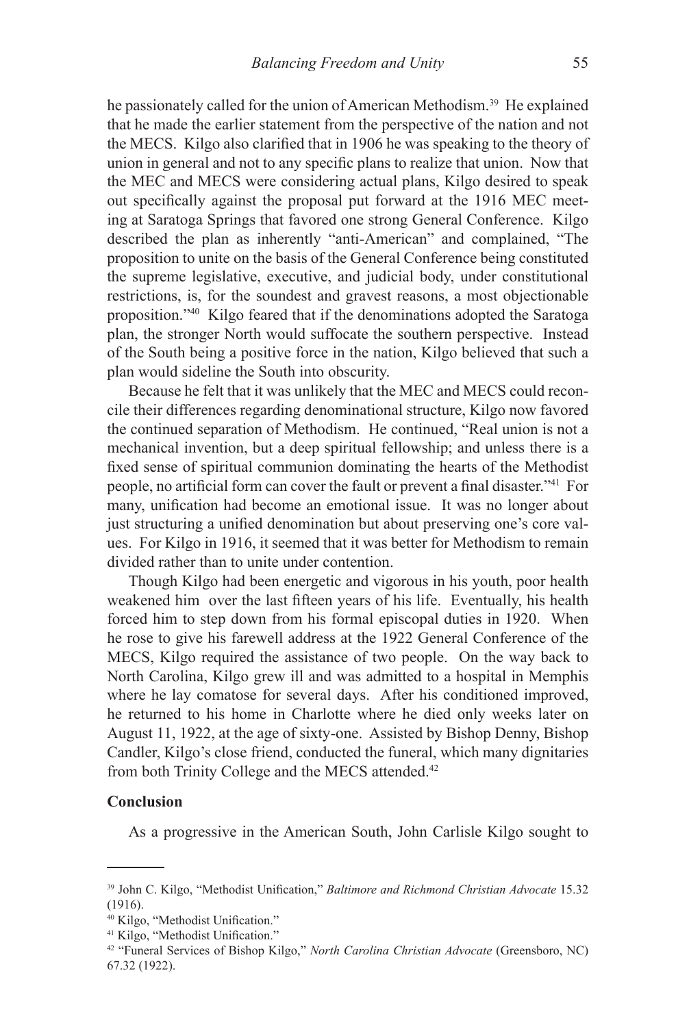he passionately called for the union of American Methodism.[39] He explained that he made the earlier statement from the perspective of the nation and not the MECS. Kilgo also clarified that in 1906 he was speaking to the theory of union in general and not to any specific plans to realize that union. Now that the MEC and MECS were considering actual plans, Kilgo desired to speak out specifically against the proposal put forward at the 1916 MEC meeting at Saratoga Springs that favored one strong General Conference. Kilgo described the plan as inherently "anti-American" and complained, "The proposition to unite on the basis of the General Conference being constituted the supreme legislative, executive, and judicial body, under constitutional restrictions, is, for the soundest and gravest reasons, a most objectionable proposition."[40] Kilgo feared that if the denominations adopted the Saratoga plan, the stronger North would suffocate the southern perspective. Instead of the South being a positive force in the nation, Kilgo believed that such a plan would sideline the South into obscurity.

Because he felt that it was unlikely that the MEC and MECS could reconcile their differences regarding denominational structure, Kilgo now favored the continued separation of Methodism. He continued, "Real union is not a mechanical invention, but a deep spiritual fellowship; and unless there is a fixed sense of spiritual communion dominating the hearts of the Methodist people, no artificial form can cover the fault or prevent a final disaster."[41] For many, unification had become an emotional issue. It was no longer about just structuring a unified denomination but about preserving one's core values. For Kilgo in 1916, it seemed that it was better for Methodism to remain divided rather than to unite under contention.

Though Kilgo had been energetic and vigorous in his youth, poor health weakened him over the last fifteen years of his life. Eventually, his health forced him to step down from his formal episcopal duties in 1920. When he rose to give his farewell address at the 1922 General Conference of the MECS, Kilgo required the assistance of two people. On the way back to North Carolina, Kilgo grew ill and was admitted to a hospital in Memphis where he lay comatose for several days. After his conditioned improved, he returned to his home in Charlotte where he died only weeks later on August 11, 1922, at the age of sixty-one. Assisted by Bishop Denny, Bishop Candler, Kilgo's close friend, conducted the funeral, which many dignitaries from both Trinity College and the MECS attended.[42]

## Conclusion

As a progressive in the American South, John Carlisle Kilgo sought to

---

[39] John C. Kilgo, "Methodist Unification," *Baltimore and Richmond Christian Advocate* 15.32 (1916).

[40] Kilgo, "Methodist Unification."

[41] Kilgo, "Methodist Unification."

[42] "Funeral Services of Bishop Kilgo," *North Carolina Christian Advocate* (Greensboro, NC) 67.32 (1922).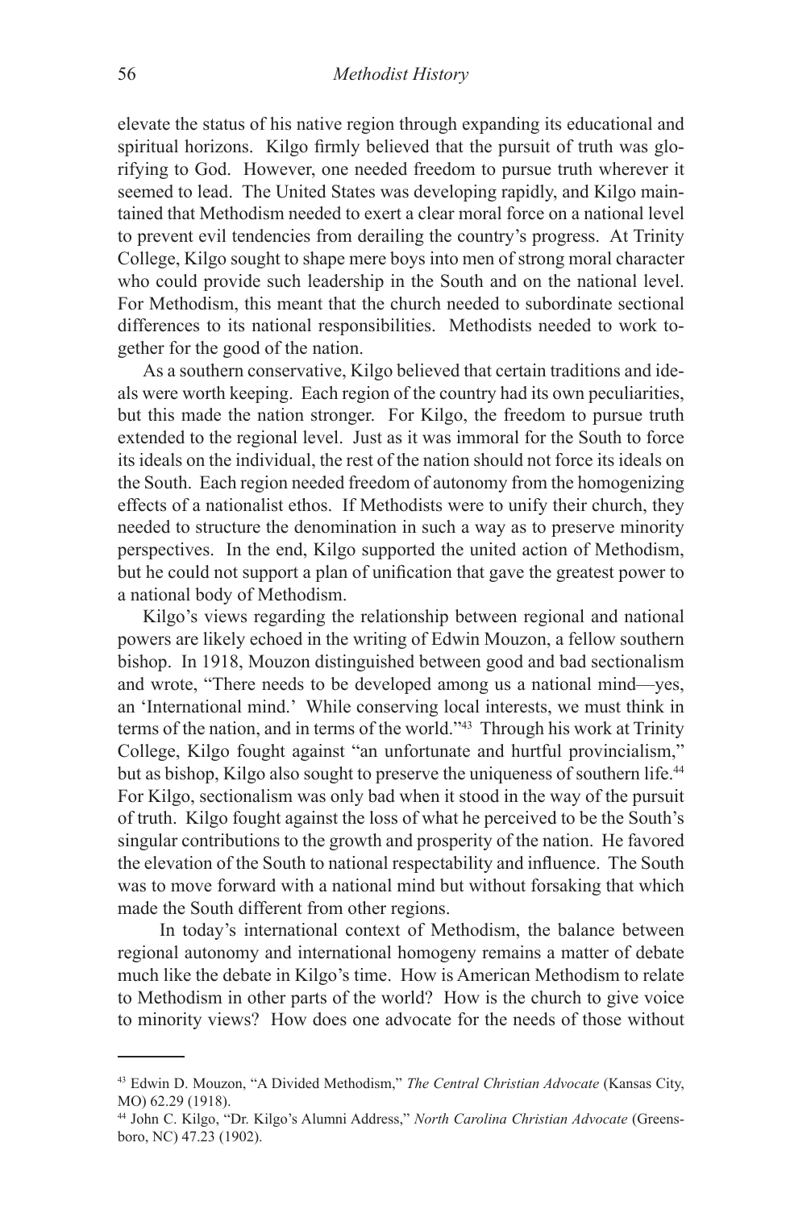elevate the status of his native region through expanding its educational and spiritual horizons. Kilgo firmly believed that the pursuit of truth was glorifying to God. However, one needed freedom to pursue truth wherever it seemed to lead. The United States was developing rapidly, and Kilgo maintained that Methodism needed to exert a clear moral force on a national level to prevent evil tendencies from derailing the country's progress. At Trinity College, Kilgo sought to shape mere boys into men of strong moral character who could provide such leadership in the South and on the national level. For Methodism, this meant that the church needed to subordinate sectional differences to its national responsibilities. Methodists needed to work together for the good of the nation.

As a southern conservative, Kilgo believed that certain traditions and ideals were worth keeping. Each region of the country had its own peculiarities, but this made the nation stronger. For Kilgo, the freedom to pursue truth extended to the regional level. Just as it was immoral for the South to force its ideals on the individual, the rest of the nation should not force its ideals on the South. Each region needed freedom of autonomy from the homogenizing effects of a nationalist ethos. If Methodists were to unify their church, they needed to structure the denomination in such a way as to preserve minority perspectives. In the end, Kilgo supported the united action of Methodism, but he could not support a plan of unification that gave the greatest power to a national body of Methodism.

Kilgo's views regarding the relationship between regional and national powers are likely echoed in the writing of Edwin Mouzon, a fellow southern bishop. In 1918, Mouzon distinguished between good and bad sectionalism and wrote, "There needs to be developed among us a national mind—yes, an 'International mind.' While conserving local interests, we must think in terms of the nation, and in terms of the world."[43] Through his work at Trinity College, Kilgo fought against "an unfortunate and hurtful provincialism," but as bishop, Kilgo also sought to preserve the uniqueness of southern life.[44] For Kilgo, sectionalism was only bad when it stood in the way of the pursuit of truth. Kilgo fought against the loss of what he perceived to be the South's singular contributions to the growth and prosperity of the nation. He favored the elevation of the South to national respectability and influence. The South was to move forward with a national mind but without forsaking that which made the South different from other regions.

In today's international context of Methodism, the balance between regional autonomy and international homogeny remains a matter of debate much like the debate in Kilgo's time. How is American Methodism to relate to Methodism in other parts of the world? How is the church to give voice to minority views? How does one advocate for the needs of those without

---

[43] Edwin D. Mouzon, "A Divided Methodism," *The Central Christian Advocate* (Kansas City, MO) 62.29 (1918).

[44] John C. Kilgo, "Dr. Kilgo's Alumni Address," *North Carolina Christian Advocate* (Greensboro, NC) 47.23 (1902).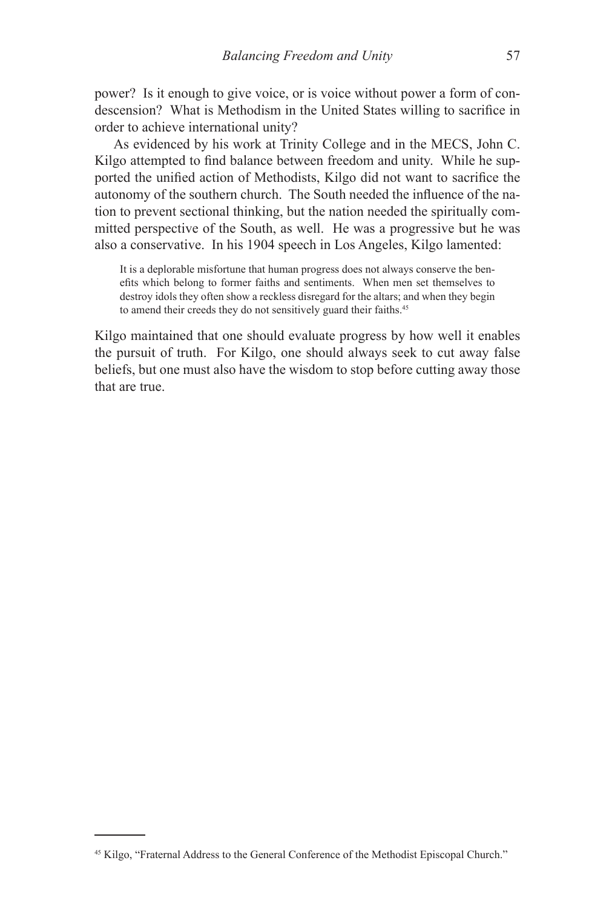power? Is it enough to give voice, or is voice without power a form of condescension? What is Methodism in the United States willing to sacrifice in order to achieve international unity?

As evidenced by his work at Trinity College and in the MECS, John C. Kilgo attempted to find balance between freedom and unity. While he supported the unified action of Methodists, Kilgo did not want to sacrifice the autonomy of the southern church. The South needed the influence of the nation to prevent sectional thinking, but the nation needed the spiritually committed perspective of the South, as well. He was a progressive but he was also a conservative. In his 1904 speech in Los Angeles, Kilgo lamented:

> It is a deplorable misfortune that human progress does not always conserve the benefits which belong to former faiths and sentiments. When men set themselves to destroy idols they often show a reckless disregard for the altars; and when they begin to amend their creeds they do not sensitively guard their faiths.[45]

Kilgo maintained that one should evaluate progress by how well it enables the pursuit of truth. For Kilgo, one should always seek to cut away false beliefs, but one must also have the wisdom to stop before cutting away those that are true.

---

[45] Kilgo, "Fraternal Address to the General Conference of the Methodist Episcopal Church."